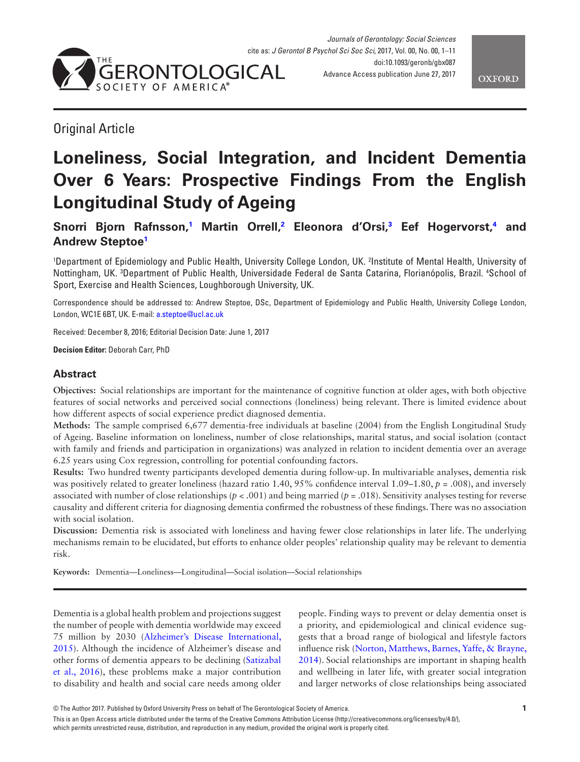Original Article

# Loneliness, Social Integration, and Incident Dementia Over 6 Years: Prospective Findings From the English Longitudinal Study of Ageing

**Snorri Bjorn Rafnsson,[1] Martin Orrell,[2] Eleonora d'Orsi,[3] Eef Hogervorst,[4] and Andrew Steptoe[1]**

[1]Department of Epidemiology and Public Health, University College London, UK. [2]Institute of Mental Health, University of Nottingham, UK. [3]Department of Public Health, Universidade Federal de Santa Catarina, Florianópolis, Brazil. [4]School of Sport, Exercise and Health Sciences, Loughborough University, UK.

Correspondence should be addressed to: Andrew Steptoe, DSc, Department of Epidemiology and Public Health, University College London, London, WC1E 6BT, UK. E-mail: a.steptoe@ucl.ac.uk

Received: December 8, 2016; Editorial Decision Date: June 1, 2017

**Decision Editor:** Deborah Carr, PhD

## Abstract

**Objectives:** Social relationships are important for the maintenance of cognitive function at older ages, with both objective features of social networks and perceived social connections (loneliness) being relevant. There is limited evidence about how different aspects of social experience predict diagnosed dementia.

**Methods:** The sample comprised 6,677 dementia-free individuals at baseline (2004) from the English Longitudinal Study of Ageing. Baseline information on loneliness, number of close relationships, marital status, and social isolation (contact with family and friends and participation in organizations) was analyzed in relation to incident dementia over an average 6.25 years using Cox regression, controlling for potential confounding factors.

**Results:** Two hundred twenty participants developed dementia during follow-up. In multivariable analyses, dementia risk was positively related to greater loneliness (hazard ratio 1.40, 95% confidence interval 1.09–1.80, $p = .008$), and inversely associated with number of close relationships ($p < .001$) and being married ($p = .018$). Sensitivity analyses testing for reverse causality and different criteria for diagnosing dementia confirmed the robustness of these findings. There was no association with social isolation.

**Discussion:** Dementia risk is associated with loneliness and having fewer close relationships in later life. The underlying mechanisms remain to be elucidated, but efforts to enhance older peoples' relationship quality may be relevant to dementia risk.

**Keywords:** Dementia—Loneliness—Longitudinal—Social isolation—Social relationships

Dementia is a global health problem and projections suggest the number of people with dementia worldwide may exceed 75 million by 2030 (Alzheimer's Disease International, 2015). Although the incidence of Alzheimer's disease and other forms of dementia appears to be declining (Satizabal et al., 2016), these problems make a major contribution to disability and health and social care needs among older people. Finding ways to prevent or delay dementia onset is a priority, and epidemiological and clinical evidence suggests that a broad range of biological and lifestyle factors influence risk (Norton, Matthews, Barnes, Yaffe, & Brayne, 2014). Social relationships are important in shaping health and wellbeing in later life, with greater social integration and larger networks of close relationships being associated

© The Author 2017. Published by Oxford University Press on behalf of The Gerontological Society of America.

This is an Open Access article distributed under the terms of the Creative Commons Attribution License (http://creativecommons.org/licenses/by/4.0/), which permits unrestricted reuse, distribution, and reproduction in any medium, provided the original work is properly cited.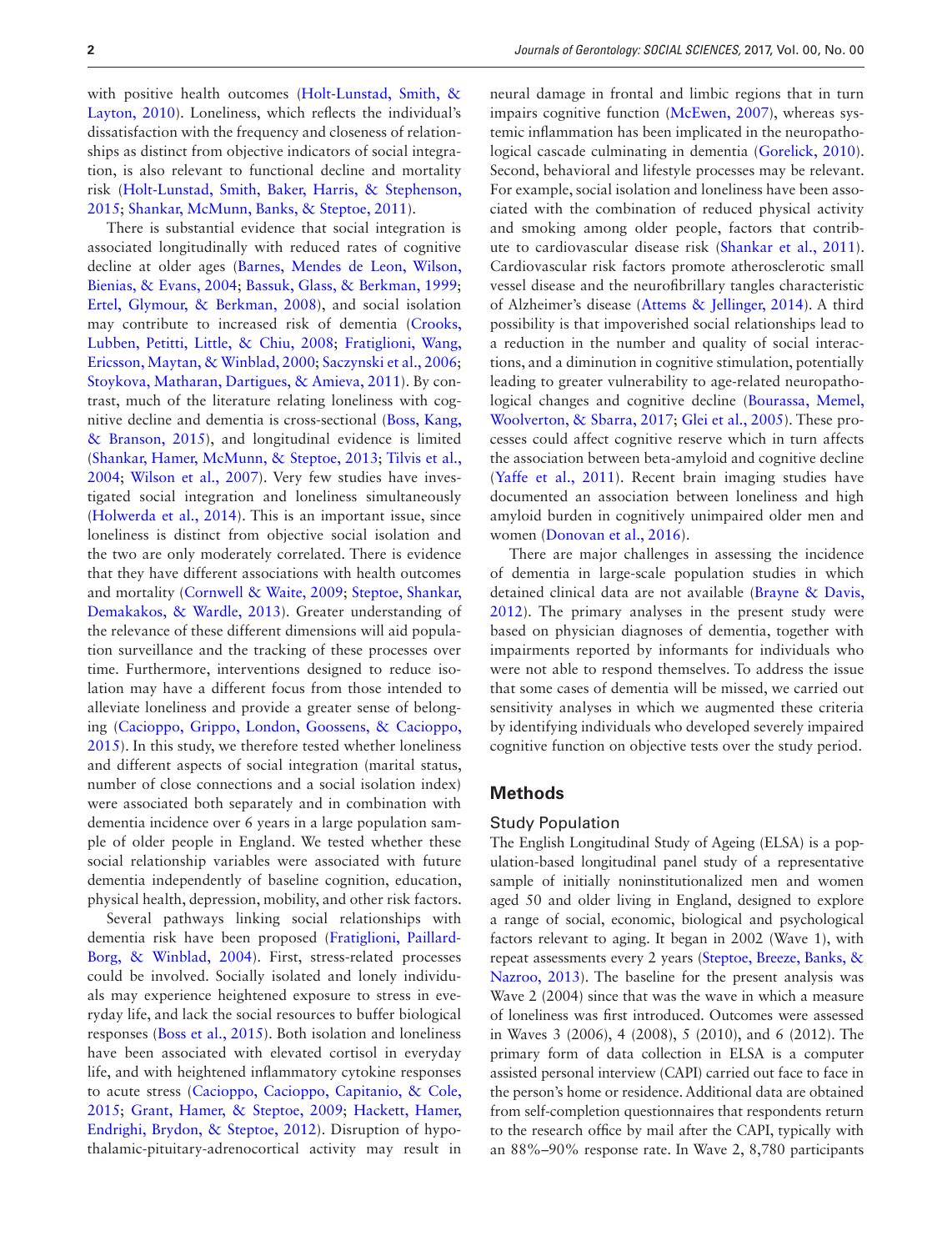with positive health outcomes (Holt-Lunstad, Smith, & Layton, 2010). Loneliness, which reflects the individual's dissatisfaction with the frequency and closeness of relationships as distinct from objective indicators of social integration, is also relevant to functional decline and mortality risk (Holt-Lunstad, Smith, Baker, Harris, & Stephenson, 2015; Shankar, McMunn, Banks, & Steptoe, 2011).

There is substantial evidence that social integration is associated longitudinally with reduced rates of cognitive decline at older ages (Barnes, Mendes de Leon, Wilson, Bienias, & Evans, 2004; Bassuk, Glass, & Berkman, 1999; Ertel, Glymour, & Berkman, 2008), and social isolation may contribute to increased risk of dementia (Crooks, Lubben, Petitti, Little, & Chiu, 2008; Fratiglioni, Wang, Ericsson, Maytan, & Winblad, 2000; Saczynski et al., 2006; Stoykova, Matharan, Dartigues, & Amieva, 2011). By contrast, much of the literature relating loneliness with cognitive decline and dementia is cross-sectional (Boss, Kang, & Branson, 2015), and longitudinal evidence is limited (Shankar, Hamer, McMunn, & Steptoe, 2013; Tilvis et al., 2004; Wilson et al., 2007). Very few studies have investigated social integration and loneliness simultaneously (Holwerda et al., 2014). This is an important issue, since loneliness is distinct from objective social isolation and the two are only moderately correlated. There is evidence that they have different associations with health outcomes and mortality (Cornwell & Waite, 2009; Steptoe, Shankar, Demakakos, & Wardle, 2013). Greater understanding of the relevance of these different dimensions will aid population surveillance and the tracking of these processes over time. Furthermore, interventions designed to reduce isolation may have a different focus from those intended to alleviate loneliness and provide a greater sense of belonging (Cacioppo, Grippo, London, Goossens, & Cacioppo, 2015). In this study, we therefore tested whether loneliness and different aspects of social integration (marital status, number of close connections and a social isolation index) were associated both separately and in combination with dementia incidence over 6 years in a large population sample of older people in England. We tested whether these social relationship variables were associated with future dementia independently of baseline cognition, education, physical health, depression, mobility, and other risk factors.

Several pathways linking social relationships with dementia risk have been proposed (Fratiglioni, Paillard-Borg, & Winblad, 2004). First, stress-related processes could be involved. Socially isolated and lonely individuals may experience heightened exposure to stress in everyday life, and lack the social resources to buffer biological responses (Boss et al., 2015). Both isolation and loneliness have been associated with elevated cortisol in everyday life, and with heightened inflammatory cytokine responses to acute stress (Cacioppo, Cacioppo, Capitanio, & Cole, 2015; Grant, Hamer, & Steptoe, 2009; Hackett, Hamer, Endrighi, Brydon, & Steptoe, 2012). Disruption of hypothalamic-pituitary-adrenocortical activity may result in neural damage in frontal and limbic regions that in turn impairs cognitive function (McEwen, 2007), whereas systemic inflammation has been implicated in the neuropathological cascade culminating in dementia (Gorelick, 2010). Second, behavioral and lifestyle processes may be relevant. For example, social isolation and loneliness have been associated with the combination of reduced physical activity and smoking among older people, factors that contribute to cardiovascular disease risk (Shankar et al., 2011). Cardiovascular risk factors promote atherosclerotic small vessel disease and the neurofibrillary tangles characteristic of Alzheimer's disease (Attems & Jellinger, 2014). A third possibility is that impoverished social relationships lead to a reduction in the number and quality of social interactions, and a diminution in cognitive stimulation, potentially leading to greater vulnerability to age-related neuropathological changes and cognitive decline (Bourassa, Memel, Woolverton, & Sbarra, 2017; Glei et al., 2005). These processes could affect cognitive reserve which in turn affects the association between beta-amyloid and cognitive decline (Yaffe et al., 2011). Recent brain imaging studies have documented an association between loneliness and high amyloid burden in cognitively unimpaired older men and women (Donovan et al., 2016).

There are major challenges in assessing the incidence of dementia in large-scale population studies in which detailed clinical data are not available (Brayne & Davis, 2012). The primary analyses in the present study were based on physician diagnoses of dementia, together with impairments reported by informants for individuals who were not able to respond themselves. To address the issue that some cases of dementia will be missed, we carried out sensitivity analyses in which we augmented these criteria by identifying individuals who developed severely impaired cognitive function on objective tests over the study period.

## Methods

### Study Population

The English Longitudinal Study of Ageing (ELSA) is a population-based longitudinal panel study of a representative sample of initially noninstitutionalized men and women aged 50 and older living in England, designed to explore a range of social, economic, biological and psychological factors relevant to ageing. It began in 2002 (Wave 1), with repeat assessments every 2 years (Steptoe, Breeze, Banks, & Nazroo, 2013). The baseline for the present analysis was Wave 2 (2004) since that was the wave in which a measure of loneliness was first introduced. Outcomes were assessed in Waves 3 (2006), 4 (2008), 5 (2010), 6 (2012). The primary form of data collection in ELSA is a computer assisted personal interview (CAPI) carried out face to face in the person's home or residence. Additional data are obtained from self-completion questionnaires that respondents return to the research office by mail after the CAPI, typically with an 88%–90% response rate. In Wave 2, 8,780 participants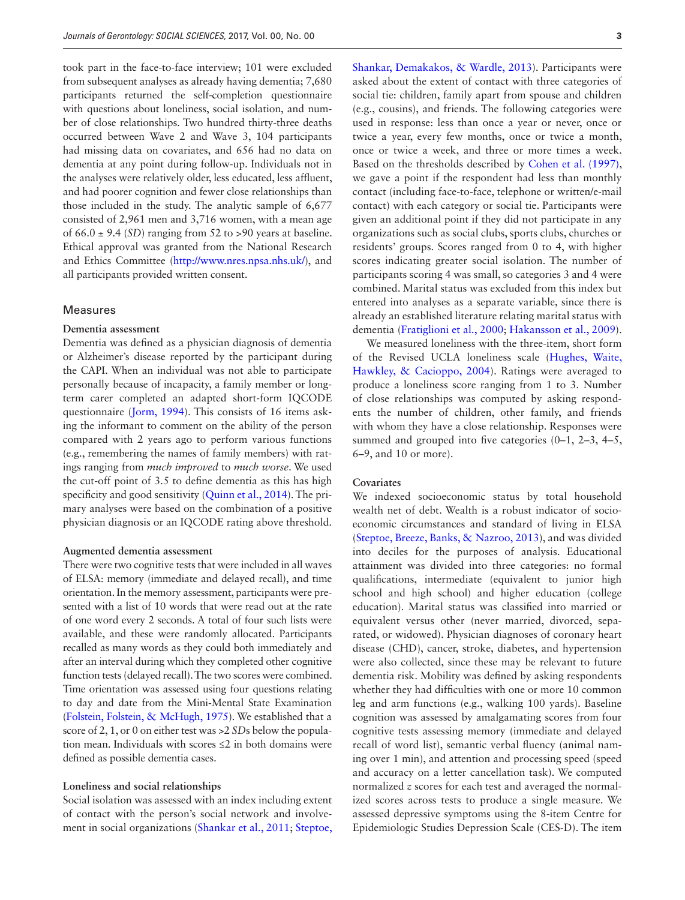took part in the face-to-face interview; 101 were excluded from subsequent analyses as already having dementia; 7,680 participants returned the self-completion questionnaire with questions about loneliness, social isolation, and number of close relationships. Two hundred thirty-three deaths occurred between Wave 2 and Wave 3, 104 participants had missing data on covariates, and 656 had no data on dementia at any point during follow-up. Individuals not in the analyses were relatively older, less educated, less affluent, and had poorer cognition and fewer close relationships than those included in the study. The analytic sample of 6,677 consisted of 2,961 men and 3,716 women, with a mean age of 66.0 ± 9.4 (*SD*) ranging from 52 to >90 years at baseline. Ethical approval was granted from the National Research and Ethics Committee (http://www.nres.npsa.nhs.uk/), and all participants provided written consent.

## Measures

### Dementia assessment

Dementia was defined as a physician diagnosis of dementia or Alzheimer's disease reported by the participant during the CAPI. When an individual was not able to participate personally because of incapacity, a family member or long-term carer completed an adapted short-form IQCODE questionnaire (Jorm, 1994). This consists of 16 items asking the informant to comment on the ability of the person compared with 2 years ago to perform various functions (e.g., remembering the names of family members) with ratings ranging from *much improved* to *much worse*. We used the cut-off point of 3.5 to define dementia as this has high specificity and good sensitivity (Quinn et al., 2014). The primary analyses were based on the combination of a positive physician diagnosis or an IQCODE rating above threshold.

### Augmented dementia assessment

There were two cognitive tests that were included in all waves of ELSA: memory (immediate and delayed recall), and time orientation. In the memory assessment, participants were presented with a list of 10 words that were read out at the rate of one word every 2 seconds. A total of four such lists were available, and these were randomly allocated. Participants recalled as many words as they could both immediately and after an interval during which they completed other cognitive function tests (delayed recall). The two scores were combined. Time orientation was assessed using four questions relating to day and date from the Mini-Mental State Examination (Folstein, Folstein, & McHugh, 1975). We established that a score of 2, 1, or 0 on either test was >2 *SD*s below the population mean. Individuals with scores ≤2 in both domains were defined as possible dementia cases.

### Loneliness and social relationships

Social isolation was assessed with an index including extent of contact with the person's social network and involvement in social organizations (Shankar et al., 2011; Steptoe, Shankar, Demakakos, & Wardle, 2013). Participants were asked about the extent of contact with three categories of social tie: children, family apart from spouse and children (e.g., cousins), and friends. The following categories were used in response: less than once a year or never, once or twice a year, every few months, once or twice a month, once or twice a week, and three or more times a week. Based on the thresholds described by Cohen et al. (1997), we gave a point if the respondent had less than monthly contact (including face-to-face, telephone or written/e-mail contact) with each category or social tie. Participants were given an additional point if they did not participate in any organizations such as social clubs, sports clubs, churches or residents' groups. Scores ranged from 0 to 4, with higher scores indicating greater social isolation. The number of participants scoring 4 was small, so categories 3 and 4 were combined. Marital status was excluded from this index but entered into analyses as a separate variable, since there is already an established literature relating marital status with dementia (Fratiglioni et al., 2000; Hakansson et al., 2009).

We measured loneliness with the three-item, short form of the Revised UCLA loneliness scale (Hughes, Waite, Hawkley, & Cacioppo, 2004). Ratings were averaged to produce a loneliness score ranging from 1 to 3. Number of close relationships was computed by asking respondents the number of children, other family, and friends with whom they have a close relationship. Responses were summed and grouped into five categories (0–1, 2–3, 4–5, 6–9, and 10 or more).

### Covariates

We indexed socioeconomic status by total household wealth net of debt. Wealth is a robust indicator of socioeconomic circumstances and standard of living in ELSA (Steptoe, Breeze, Banks, & Nazroo, 2013), and was divided into deciles for the purposes of analysis. Educational attainment was divided into three categories: no formal qualifications, intermediate (equivalent to junior high school and high school) and higher education (college education). Marital status was classified into married or equivalent versus other (never married, divorced, separated, or widowed). Physician diagnoses of coronary heart disease (CHD), cancer, stroke, diabetes, and hypertension were also collected, since these may be relevant to future dementia risk. Mobility was defined by asking respondents whether they had difficulties with one or more 10 common leg and arm functions (e.g., walking 100 yards). Baseline cognition was assessed by amalgamating scores from four cognitive tests assessing memory (immediate and delayed recall of word list), semantic verbal fluency (animal naming over 1 min), and attention and processing speed (speed and accuracy on a letter cancellation task). We computed normalized $z$ scores for each test and averaged the normalized scores across tests to produce a single measure. We assessed depressive symptoms using the 8-item Centre for Epidemiologic Studies Depression Scale (CES-D). The item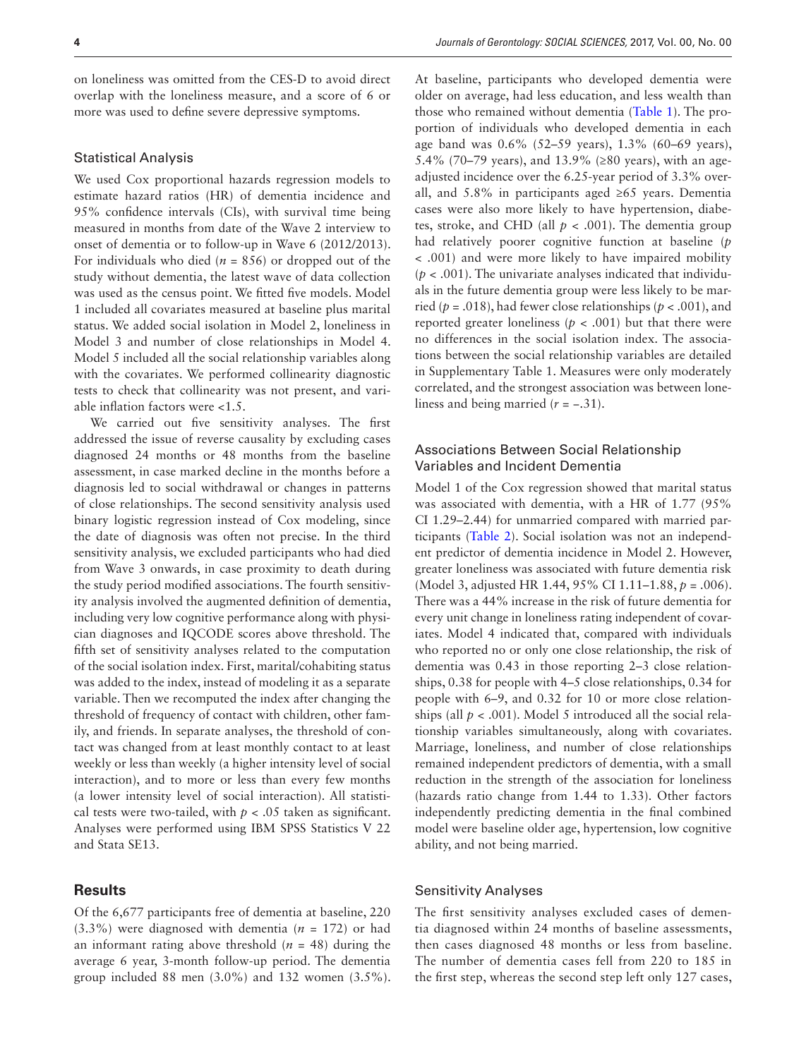on loneliness was omitted from the CES-D to avoid direct overlap with the loneliness measure, and a score of 6 or more was used to define severe depressive symptoms.

### Statistical Analysis

We used Cox proportional hazards regression models to estimate hazard ratios (HR) of dementia incidence and 95% confidence intervals (CIs), with survival time being measured in months from date of the Wave 2 interview to onset of dementia or to follow-up in Wave 6 (2012/2013). For individuals who died ($n$ = 856) or dropped out of the study without dementia, the latest wave of data collection was used as the census point. We fitted five models. Model 1 included all covariates measured at baseline plus marital status. We added social isolation in Model 2, loneliness in Model 3 and number of close relationships in Model 4. Model 5 included all the social relationship variables along with the covariates. We performed collinearity diagnostic tests to check that collinearity was not present, and variable inflation factors were <1.5.

We carried out five sensitivity analyses. The first addressed the issue of reverse causality by excluding cases diagnosed 24 months or 48 months from the baseline assessment, in case marked decline in the months before a diagnosis led to social withdrawal or changes in patterns of close relationships. The second sensitivity analysis used binary logistic regression instead of Cox modeling, since the date of diagnosis was often not precise. In the third sensitivity analysis, we excluded participants who had died from Wave 3 onwards, in case proximity to death during the study period modified associations. The fourth sensitivity analysis involved the augmented definition of dementia, including very low cognitive performance along with physician diagnoses and IQCODE scores above threshold. The fifth set of sensitivity analyses related to the computation of the social isolation index. First, marital/cohabiting status was added to the index, instead of modeling it as a separate variable. Then we recomputed the index after changing the threshold of frequency of contact with children, other family, and friends. In separate analyses, the threshold of contact was changed from at least monthly contact to at least weekly or less than weekly (a higher intensity level of social interaction), and to more or less than every few months (a lower intensity level of social interaction). All statistical tests were two-tailed, with $p < .05$ taken as significant. Analyses were performed using IBM SPSS Statistics V 22 and Stata SE13.

## Results

Of the 6,677 participants free of dementia at baseline, 220 (3.3%) were diagnosed with dementia ($n$ = 172) or had an informant rating above threshold ($n$ = 48) during the average 6 year, 3-month follow-up period. The dementia group included 88 men (3.0%) and 132 women (3.5%). At baseline, participants who developed dementia were older on average, had less education, and less wealth than those who remained without dementia (Table 1). The proportion of individuals who developed dementia in each age band was 0.6% (52–59 years), 1.3% (60–69 years), 5.4% (70–79 years), and 13.9% (≥80 years), with an age-adjusted incidence over the 6.25-year period of 3.3% overall, and 5.8% in participants aged ≥65 years. Dementia cases were also more likely to have hypertension, diabetes, stroke, and CHD (all $p < .001$). The dementia group had relatively poorer cognitive function at baseline ($p < .001$) and were more likely to have impaired mobility ($p < .001$). The univariate analyses indicated that individuals in the future dementia group were less likely to be married ($p = .018$), had fewer close relationships ($p < .001$), and reported greater loneliness ($p < .001$) but that there were no differences in the social isolation index. The associations between the social relationship variables are detailed in Supplementary Table 1. Measures were only moderately correlated, and the strongest association was between loneliness and being married ($r = -.31$).

### Associations Between Social Relationship Variables and Incident Dementia

Model 1 of the Cox regression showed that marital status was associated with dementia, with a HR of 1.77 (95% CI 1.29–2.44) for unmarried compared with married participants (Table 2). Social isolation was not an independent predictor of dementia incidence in Model 2. However, greater loneliness was associated with future dementia risk (Model 3, adjusted HR 1.44, 95% CI 1.11–1.88, $p = .006$). There was a 44% increase in the risk of future dementia for every unit change in loneliness rating independent of covariates. Model 4 indicated that, compared with individuals who reported no or only one close relationship, the risk of dementia was 0.43 in those reporting 2–3 close relationships, 0.38 for people with 4–5 close relationships, 0.34 for people with 6–9, and 0.32 for 10 or more close relationships (all $p < .001$). Model 5 introduced all the social relationship variables simultaneously, along with covariates. Marriage, loneliness, and number of close relationships remained independent predictors of dementia, with a small reduction in the strength of the association for loneliness (hazards ratio change from 1.44 to 1.33). Other factors independently predicting dementia in the final combined model were baseline older age, hypertension, low cognitive ability, and not being married.

### Sensitivity Analyses

The first sensitivity analyses excluded cases of dementia diagnosed within 24 months of baseline assessments, then cases diagnosed 48 months or less from baseline. The number of dementia cases fell from 220 to 185 in the first step, whereas the second step left only 127 cases,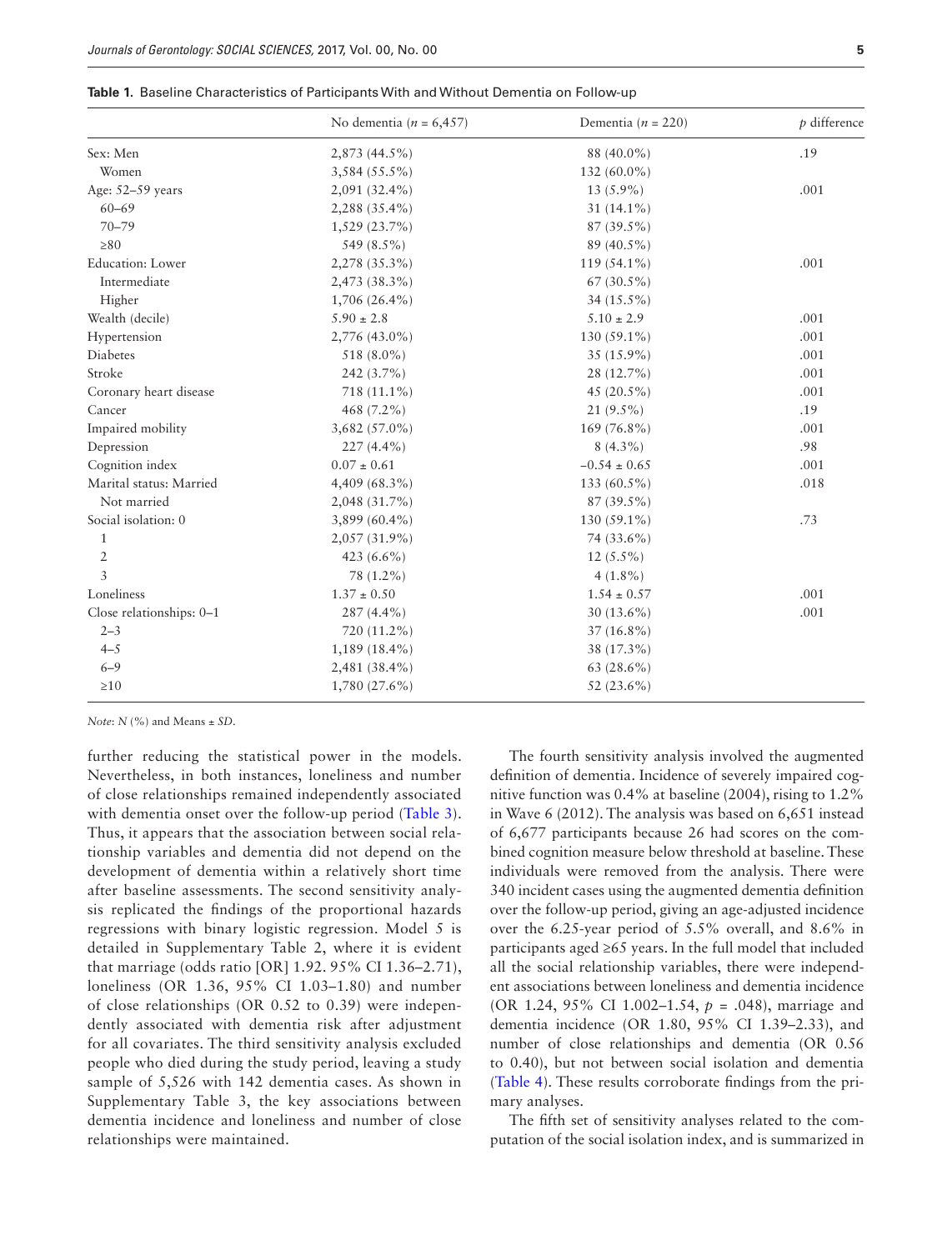**Table 1.** Baseline Characteristics of Participants With and Without Dementia on Follow-up

| | No dementia ($n$ = 6,457) | Dementia ($n$ = 220) | $p$ difference |
|---|---|---|---|
| Sex: Men | 2,873 (44.5%) | 88 (40.0%) | .19 |
| Women | 3,584 (55.5%) | 132 (60.0%) | |
| Age: 52–59 years | 2,091 (32.4%) | 13 (5.9%) | .001 |
| 60–69 | 2,288 (35.4%) | 31 (14.1%) | |
| 70–79 | 1,529 (23.7%) | 87 (39.5%) | |
| ≥80 | 549 (8.5%) | 89 (40.5%) | |
| Education: Lower | 2,278 (35.3%) | 119 (54.1%) | .001 |
| Intermediate | 2,473 (38.3%) | 67 (30.5%) | |
| Higher | 1,706 (26.4%) | 34 (15.5%) | |
| Wealth (decile) | 5.90 ± 2.8 | 5.10 ± 2.9 | .001 |
| Hypertension | 2,776 (43.0%) | 130 (59.1%) | .001 |
| Diabetes | 518 (8.0%) | 35 (15.9%) | .001 |
| Stroke | 242 (3.7%) | 28 (12.7%) | .001 |
| Coronary heart disease | 718 (11.1%) | 45 (20.5%) | .001 |
| Cancer | 468 (7.2%) | 21 (9.5%) | .19 |
| Impaired mobility | 3,682 (57.0%) | 169 (76.8%) | .001 |
| Depression | 227 (4.4%) | 8 (4.3%) | .98 |
| Cognition index | 0.07 ± 0.61 | −0.54 ± 0.65 | .001 |
| Marital status: Married | 4,409 (68.3%) | 133 (60.5%) | .018 |
| Not married | 2,048 (31.7%) | 87 (39.5%) | |
| Social isolation: 0 | 3,899 (60.4%) | 130 (59.1%) | .73 |
| 1 | 2,057 (31.9%) | 74 (33.6%) | |
| 2 | 423 (6.6%) | 12 (5.5%) | |
| 3 | 78 (1.2%) | 4 (1.8%) | |
| Loneliness | 1.37 ± 0.50 | 1.54 ± 0.57 | .001 |
| Close relationships: 0–1 | 287 (4.4%) | 30 (13.6%) | .001 |
| 2–3 | 720 (11.2%) | 37 (16.8%) | |
| 4–5 | 1,189 (18.4%) | 38 (17.3%) | |
| 6–9 | 2,481 (38.4%) | 63 (28.6%) | |
| ≥10 | 1,780 (27.6%) | 52 (23.6%) | |

*Note*: $N$ (%) and Means ± $SD$.

further reducing the statistical power in the models. Nevertheless, in both instances, loneliness and number of close relationships remained independently associated with dementia onset over the follow-up period (Table 3). Thus, it appears that the association between social relationship variables and dementia did not depend on the development of dementia within a relatively short time after baseline assessments. The second sensitivity analysis replicated the findings of the proportional hazards regressions with binary logistic regression. Model 5 is detailed in Supplementary Table 2, where it is evident that marriage (odds ratio [OR] 1.92. 95% CI 1.36–2.71), loneliness (OR 1.36, 95% CI 1.03–1.80) and number of close relationships (OR 0.52 to 0.39) were independently associated with dementia risk after adjustment for all covariates. The third sensitivity analysis excluded people who died during the study period, leaving a study sample of 5,526 with 142 dementia cases. As shown in Supplementary Table 3, the key associations between dementia incidence and loneliness and number of close relationships were maintained.

The fourth sensitivity analysis involved the augmented definition of dementia. Incidence of severely impaired cognitive function was 0.4% at baseline (2004), rising to 1.2% in Wave 6 (2012). The analysis was based on 6,651 instead of 6,677 participants because 26 had scores on the combined cognition measure below threshold at baseline. These individuals were removed from the analysis. There were 340 incident cases using the augmented dementia definition over the follow-up period, giving an age-adjusted incidence over the 6.25-year period of 5.5% overall, and 8.6% in participants aged ≥65 years. In the full model that included all the social relationship variables, there were independent associations between loneliness and dementia incidence (OR 1.24, 95% CI 1.002–1.54, $p$ = .048), marriage and dementia incidence (OR 1.80, 95% CI 1.39–2.33), and number of close relationships and dementia (OR 0.56 to 0.40), but not between social isolation and dementia (Table 4). These results corroborate findings from the primary analyses.

The fifth set of sensitivity analyses related to the computation of the social isolation index, and is summarized in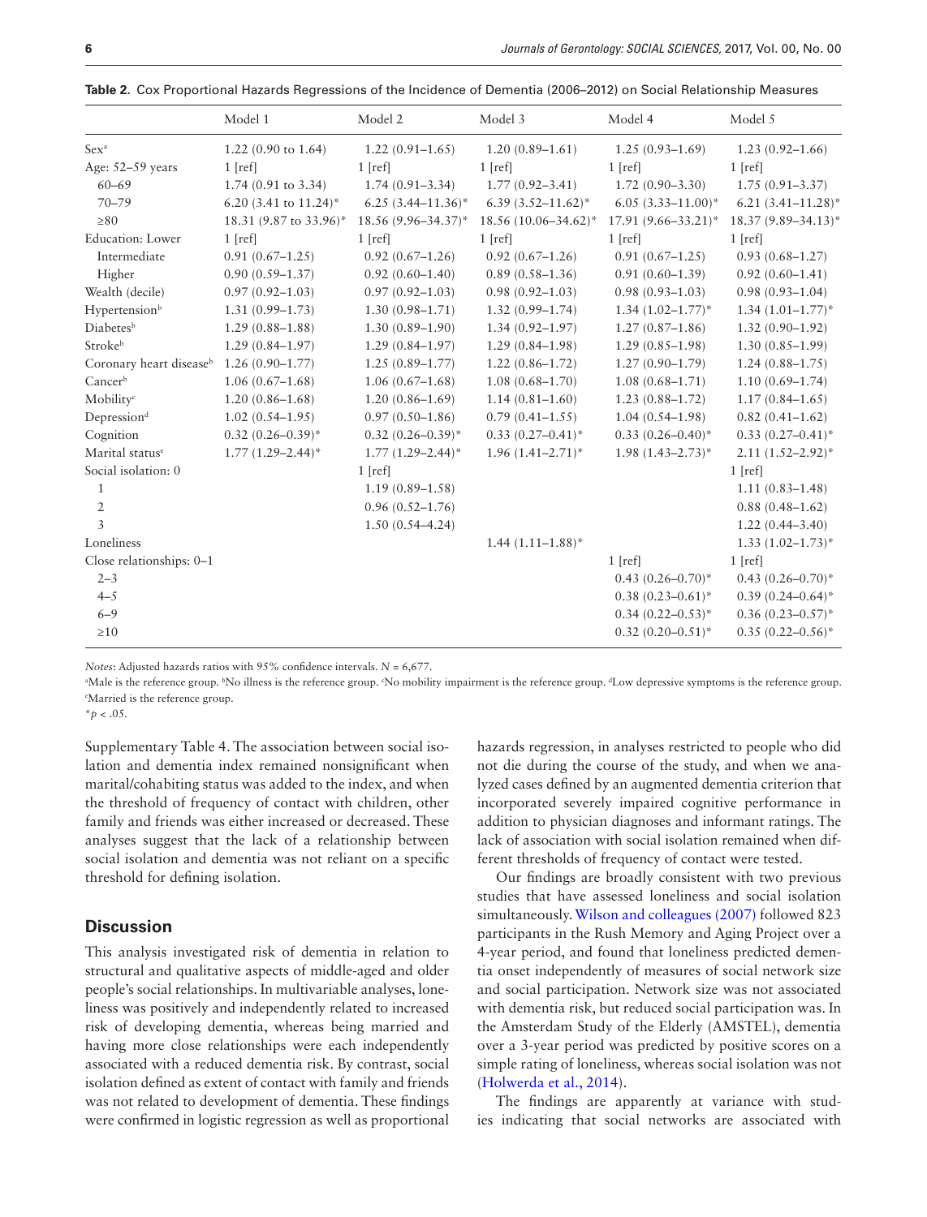**Table 2.** Cox Proportional Hazards Regressions of the Incidence of Dementia (2006–2012) on Social Relationship Measures

| | Model 1 | Model 2 | Model 3 | Model 4 | Model 5 |
|---|---|---|---|---|---|
| Sex[a] | 1.22 (0.90 to 1.64) | 1.22 (0.91–1.65) | 1.20 (0.89–1.61) | 1.25 (0.93–1.69) | 1.23 (0.92–1.66) |
| Age: 52–59 years | 1 [ref] | 1 [ref] | 1 [ref] | 1 [ref] | 1 [ref] |
| 60–69 | 1.74 (0.91 to 3.34) | 1.74 (0.91–3.34) | 1.77 (0.92–3.41) | 1.72 (0.90–3.30) | 1.75 (0.91–3.37) |
| 70–79 | 6.20 (3.41 to 11.24)* | 6.25 (3.44–11.36)* | 6.39 (3.52–11.62)* | 6.05 (3.33–11.00)* | 6.21 (3.41–11.28)* |
| ≥80 | 18.31 (9.87 to 33.96)* | 18.56 (9.96–34.37)* | 18.56 (10.06–34.62)* | 17.91 (9.66–33.21)* | 18.37 (9.89–34.13)* |
| Education: Lower | 1 [ref] | 1 [ref] | 1 [ref] | 1 [ref] | 1 [ref] |
| Intermediate | 0.91 (0.67–1.25) | 0.92 (0.67–1.26) | 0.92 (0.67–1.26) | 0.91 (0.67–1.25) | 0.93 (0.68–1.27) |
| Higher | 0.90 (0.59–1.37) | 0.92 (0.60–1.40) | 0.89 (0.58–1.36) | 0.91 (0.60–1.39) | 0.92 (0.60–1.41) |
| Wealth (decile) | 0.97 (0.92–1.03) | 0.97 (0.92–1.03) | 0.98 (0.92–1.03) | 0.98 (0.93–1.03) | 0.98 (0.93–1.04) |
| Hypertension[b] | 1.31 (0.99–1.73) | 1.30 (0.98–1.71) | 1.32 (0.99–1.74) | 1.34 (1.02–1.77)* | 1.34 (1.01–1.77)* |
| Diabetes[b] | 1.29 (0.88–1.88) | 1.30 (0.89–1.90) | 1.34 (0.92–1.97) | 1.27 (0.87–1.86) | 1.32 (0.90–1.92) |
| Stroke[b] | 1.29 (0.84–1.97) | 1.29 (0.84–1.97) | 1.29 (0.84–1.98) | 1.29 (0.85–1.98) | 1.30 (0.85–1.99) |
| Coronary heart disease[b] | 1.26 (0.90–1.77) | 1.25 (0.89–1.77) | 1.22 (0.86–1.72) | 1.27 (0.90–1.79) | 1.24 (0.88–1.75) |
| Cancer[b] | 1.06 (0.67–1.68) | 1.06 (0.67–1.68) | 1.08 (0.68–1.70) | 1.08 (0.68–1.71) | 1.10 (0.69–1.74) |
| Mobility[c] | 1.20 (0.86–1.68) | 1.20 (0.86–1.69) | 1.14 (0.81–1.60) | 1.23 (0.88–1.72) | 1.17 (0.84–1.65) |
| Depression[d] | 1.02 (0.54–1.95) | 0.97 (0.50–1.86) | 0.79 (0.41–1.55) | 1.04 (0.54–1.98) | 0.82 (0.41–1.62) |
| Cognition | 0.32 (0.26–0.39)* | 0.32 (0.26–0.39)* | 0.33 (0.27–0.41)* | 0.33 (0.26–0.40)* | 0.33 (0.27–0.41)* |
| Marital status[e] | 1.77 (1.29–2.44)* | 1.77 (1.29–2.44)* | 1.96 (1.41–2.71)* | 1.98 (1.43–2.73)* | 2.11 (1.52–2.92)* |
| Social isolation: 0 | | 1 [ref] | | | 1 [ref] |
| 1 | | 1.19 (0.89–1.58) | | | 1.11 (0.83–1.48) |
| 2 | | 0.96 (0.52–1.76) | | | 0.88 (0.48–1.62) |
| 3 | | 1.50 (0.54–4.24) | | | 1.22 (0.44–3.40) |
| Loneliness | | | 1.44 (1.11–1.88)* | | 1.33 (1.02–1.73)* |
| Close relationships: 0–1 | | | | 1 [ref] | 1 [ref] |
| 2–3 | | | | 0.43 (0.26–0.70)* | 0.43 (0.26–0.70)* |
| 4–5 | | | | 0.38 (0.23–0.61)* | 0.39 (0.24–0.64)* |
| 6–9 | | | | 0.34 (0.22–0.53)* | 0.36 (0.23–0.57)* |
| ≥10 | | | | 0.32 (0.20–0.51)* | 0.35 (0.22–0.56)* |

*Notes*: Adjusted hazards ratios with 95% confidence intervals. $N$ = 6,677.

[a]Male is the reference group. [b]No illness is the reference group. [c]No mobility impairment is the reference group. [d]Low depressive symptoms is the reference group. [e]Married is the reference group.

*$p < .05$.

Supplementary Table 4. The association between social isolation and dementia index remained nonsignificant when marital/cohabiting status was added to the index, and when the threshold of frequency of contact with children, other family and friends was either increased or decreased. These analyses suggest that the lack of a relationship between social isolation and dementia was not reliant on a specific threshold for defining isolation.

## Discussion

This analysis investigated risk of dementia in relation to structural and qualitative aspects of middle-aged and older people's social relationships. In multivariable analyses, loneliness was positively and independently related to increased risk of developing dementia, whereas being married and having more close relationships were each independently associated with a reduced dementia risk. By contrast, social isolation defined as extent of contact with family and friends was not related to development of dementia. These findings were confirmed in logistic regression as well as proportional hazards regression, in analyses restricted to people who did not die during the course of the study, and when we analyzed cases defined by an augmented dementia criterion that incorporated severely impaired cognitive performance in addition to physician diagnoses and informant ratings. The lack of association with social isolation remained when different thresholds of frequency of contact were tested.

Our findings are broadly consistent with two previous studies that have assessed loneliness and social isolation simultaneously. Wilson and colleagues (2007) followed 823 participants in the Rush Memory and Aging Project over a 4-year period, and found that loneliness predicted dementia onset independently of measures of social network size and social participation. Network size was not associated with dementia risk, but reduced social participation was. In the Amsterdam Study of the Elderly (AMSTEL), dementia over a 3-year period was predicted by positive scores on a simple rating of loneliness, whereas social isolation was not (Holwerda et al., 2014).

The findings are apparently at variance with studies indicating that social networks are associated with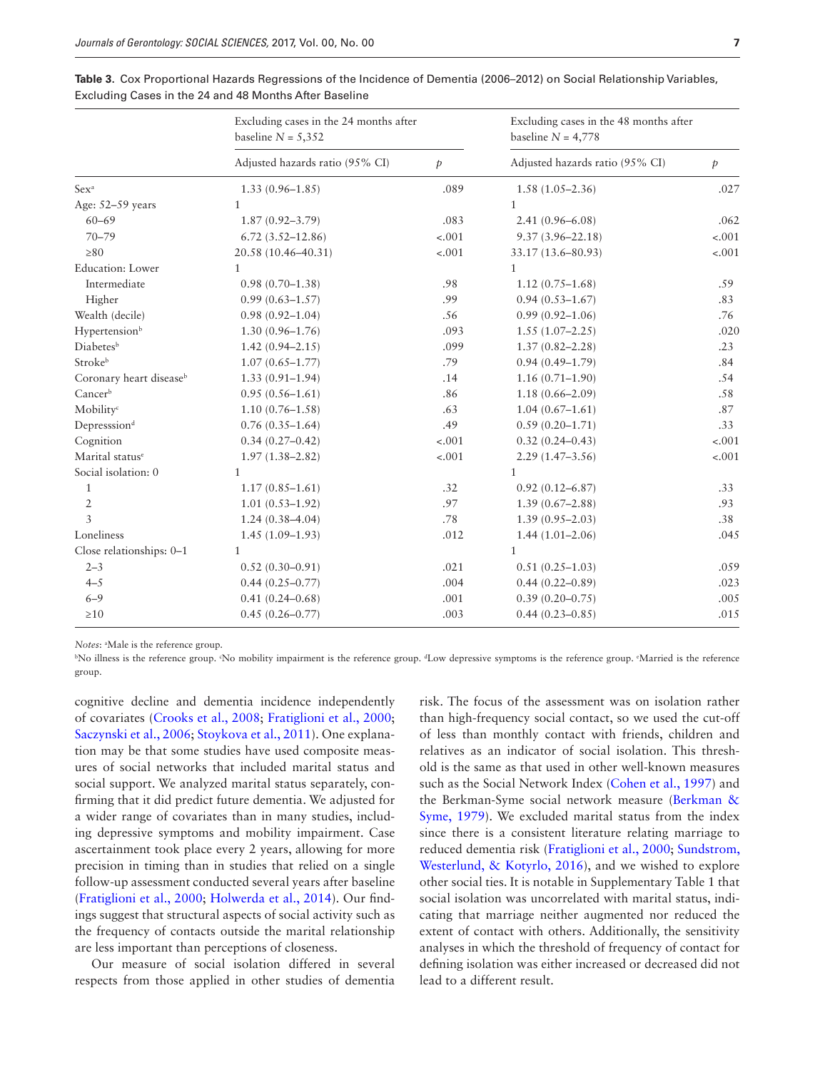**Table 3.** Cox Proportional Hazards Regressions of the Incidence of Dementia (2006–2012) on Social Relationship Variables, Excluding Cases in the 24 and 48 Months After Baseline

| | Excluding cases in the 24 months after baseline N = 5,352 | | Excluding cases in the 48 months after baseline N = 4,778 | |
|---|---|---|---|---|
| | Adjusted hazards ratio (95% CI) | p | Adjusted hazards ratio (95% CI) | p |
| Sex[a] | 1.33 (0.96–1.85) | .089 | 1.58 (1.05–2.36) | .027 |
| Age: 52–59 years | 1 | | 1 | |
| 60–69 | 1.87 (0.92–3.79) | .083 | 2.41 (0.96–6.08) | .062 |
| 70–79 | 6.72 (3.52–12.86) | <.001 | 9.37 (3.96–22.18) | <.001 |
| ≥80 | 20.58 (10.46–40.31) | <.001 | 33.17 (13.6–80.93) | <.001 |
| Education: Lower | 1 | | 1 | |
| Intermediate | 0.98 (0.70–1.38) | .98 | 1.12 (0.75–1.68) | .59 |
| Higher | 0.99 (0.63–1.57) | .99 | 0.94 (0.53–1.67) | .83 |
| Wealth (decile) | 0.98 (0.92–1.04) | .56 | 0.99 (0.92–1.06) | .76 |
| Hypertension[b] | 1.30 (0.96–1.76) | .093 | 1.55 (1.07–2.25) | .020 |
| Diabetes[b] | 1.42 (0.94–2.15) | .099 | 1.37 (0.82–2.28) | .23 |
| Stroke[b] | 1.07 (0.65–1.77) | .79 | 0.94 (0.49–1.79) | .84 |
| Coronary heart disease[b] | 1.33 (0.91–1.94) | .14 | 1.16 (0.71–1.90) | .54 |
| Cancer[b] | 0.95 (0.56–1.61) | .86 | 1.18 (0.66–2.09) | .58 |
| Mobility[c] | 1.10 (0.76–1.58) | .63 | 1.04 (0.67–1.61) | .87 |
| Depresssion[d] | 0.76 (0.35–1.64) | .49 | 0.59 (0.20–1.71) | .33 |
| Cognition | 0.34 (0.27–0.42) | <.001 | 0.32 (0.24–0.43) | <.001 |
| Marital status[e] | 1.97 (1.38–2.82) | <.001 | 2.29 (1.47–3.56) | <.001 |
| Social isolation: 0 | 1 | | 1 | |
| 1 | 1.17 (0.85–1.61) | .32 | 0.92 (0.12–6.87) | .33 |
| 2 | 1.01 (0.53–1.92) | .97 | 1.39 (0.67–2.88) | .93 |
| 3 | 1.24 (0.38–4.04) | .78 | 1.39 (0.95–2.03) | .38 |
| Loneliness | 1.45 (1.09–1.93) | .012 | 1.44 (1.01–2.06) | .045 |
| Close relationships: 0–1 | 1 | | 1 | |
| 2–3 | 0.52 (0.30–0.91) | .021 | 0.51 (0.25–1.03) | .059 |
| 4–5 | 0.44 (0.25–0.77) | .004 | 0.44 (0.22–0.89) | .023 |
| 6–9 | 0.41 (0.24–0.68) | .001 | 0.39 (0.20–0.75) | .005 |
| ≥10 | 0.45 (0.26–0.77) | .003 | 0.44 (0.23–0.85) | .015 |

*Notes*: [a]Male is the reference group.
[b]No illness is the reference group. [c]No mobility impairment is the reference group. [d]Low depressive symptoms is the reference group. [e]Married is the reference group.

cognitive decline and dementia incidence independently of covariates (Crooks et al., 2008; Fratiglioni et al., 2000; Saczynski et al., 2006; Stoykova et al., 2011). One explanation may be that some studies have used composite measures of social networks that included marital status and social support. We analyzed marital status separately, confirming that it did predict future dementia. We adjusted for a wider range of covariates than in many studies, including depressive symptoms and mobility impairment. Case ascertainment took place every 2 years, allowing for more precision in timing than in studies that relied on a single follow-up assessment conducted several years after baseline (Fratiglioni et al., 2000; Holwerda et al., 2014). Our findings suggest that structural aspects of social activity such as the frequency of contacts outside the marital relationship are less important than perceptions of closeness.

Our measure of social isolation differed in several respects from those applied in other studies of dementia risk. The focus of the assessment was on isolation rather than high-frequency social contact, so we used the cut-off of less than monthly contact with friends, children and relatives as an indicator of social isolation. This threshold is the same as that used in other well-known measures such as the Social Network Index (Cohen et al., 1997) and the Berkman-Syme social network measure (Berkman & Syme, 1979). We excluded marital status from the index since there is a consistent literature relating marriage to reduced dementia risk (Fratiglioni et al., 2000; Sundstrom, Westerlund, & Kotyrlo, 2016), and we wished to explore other social ties. It is notable in Supplementary Table 1 that social isolation was uncorrelated with marital status, indicating that marriage neither augmented nor reduced the extent of contact with others. Additionally, the sensitivity analyses in which the threshold of frequency of contact for defining isolation was either increased or decreased did not lead to a different result.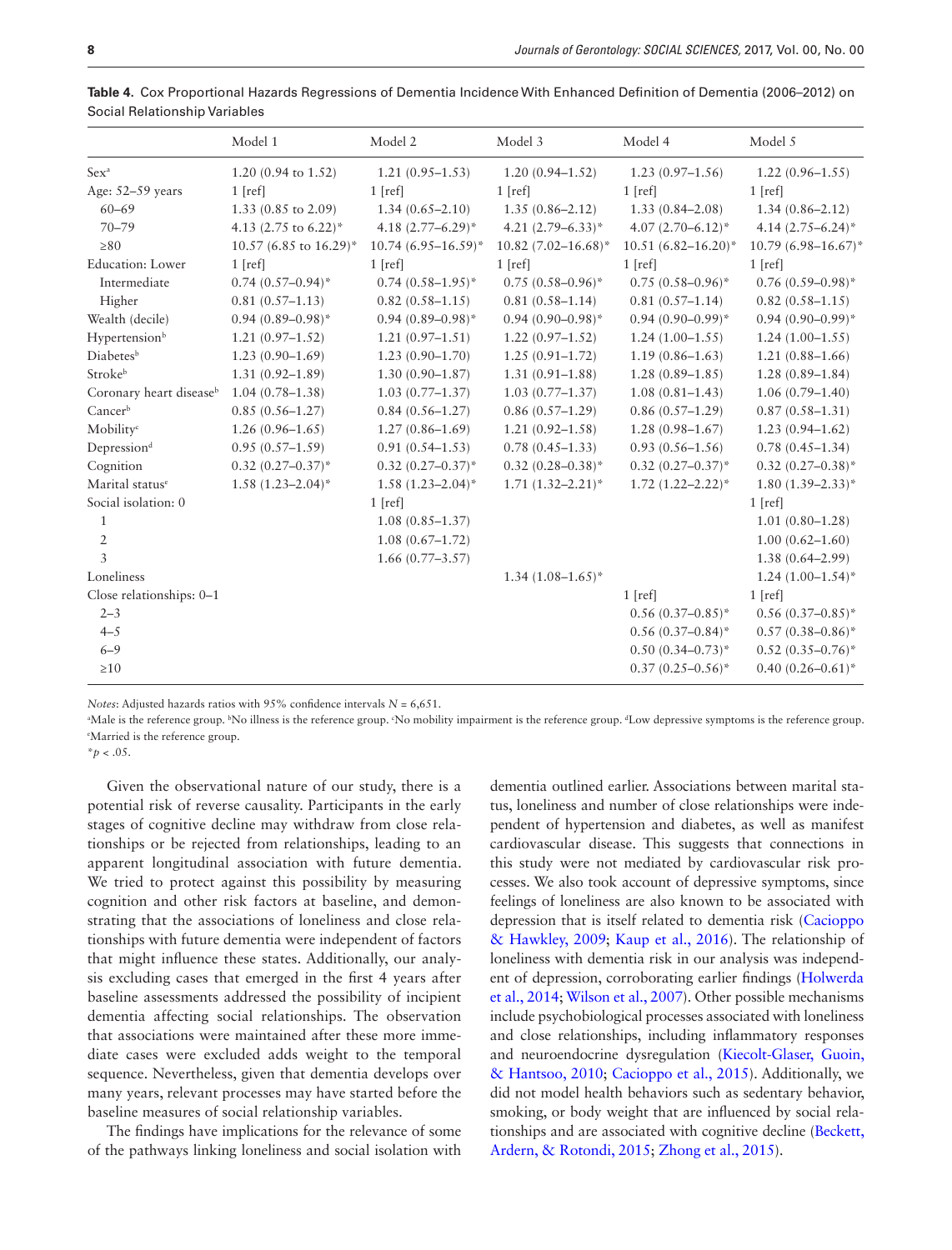**Table 4.** Cox Proportional Hazards Regressions of Dementia Incidence With Enhanced Definition of Dementia (2006–2012) on Social Relationship Variables

| | Model 1 | Model 2 | Model 3 | Model 4 | Model 5 |
|---|---|---|---|---|---|
| Sex[a] | 1.20 (0.94 to 1.52) | 1.21 (0.95–1.53) | 1.20 (0.94–1.52) | 1.23 (0.97–1.56) | 1.22 (0.96–1.55) |
| Age: 52–59 years | 1 [ref] | 1 [ref] | 1 [ref] | 1 [ref] | 1 [ref] |
| 60–69 | 1.33 (0.85 to 2.09) | 1.34 (0.65–2.10) | 1.35 (0.86–2.12) | 1.33 (0.84–2.08) | 1.34 (0.86–2.12) |
| 70–79 | 4.13 (2.75 to 6.22)* | 4.18 (2.77–6.29)* | 4.21 (2.79–6.33)* | 4.07 (2.70–6.12)* | 4.14 (2.75–6.24)* |
| ≥80 | 10.57 (6.85 to 16.29)* | 10.74 (6.95–16.59)* | 10.82 (7.02–16.68)* | 10.51 (6.82–16.20)* | 10.79 (6.98–16.67)* |
| Education: Lower | 1 [ref] | 1 [ref] | 1 [ref] | 1 [ref] | 1 [ref] |
| Intermediate | 0.74 (0.57–0.94)* | 0.74 (0.58–1.95)* | 0.75 (0.58–0.96)* | 0.75 (0.58–0.96)* | 0.76 (0.59–0.98)* |
| Higher | 0.81 (0.57–1.13) | 0.82 (0.58–1.15) | 0.81 (0.58–1.14) | 0.81 (0.57–1.14) | 0.82 (0.58–1.15) |
| Wealth (decile) | 0.94 (0.89–0.98)* | 0.94 (0.89–0.98)* | 0.94 (0.90–0.98)* | 0.94 (0.90–0.99)* | 0.94 (0.90–0.99)* |
| Hypertension[b] | 1.21 (0.97–1.52) | 1.21 (0.97–1.51) | 1.22 (0.97–1.52) | 1.24 (1.00–1.55) | 1.24 (1.00–1.55) |
| Diabetes[b] | 1.23 (0.90–1.69) | 1.23 (0.90–1.70) | 1.25 (0.91–1.72) | 1.19 (0.86–1.63) | 1.21 (0.88–1.66) |
| Stroke[b] | 1.31 (0.92–1.89) | 1.30 (0.90–1.87) | 1.31 (0.91–1.88) | 1.28 (0.89–1.85) | 1.28 (0.89–1.84) |
| Coronary heart disease[b] | 1.04 (0.78–1.38) | 1.03 (0.77–1.37) | 1.03 (0.77–1.37) | 1.08 (0.81–1.43) | 1.06 (0.79–1.40) |
| Cancer[b] | 0.85 (0.56–1.27) | 0.84 (0.56–1.27) | 0.86 (0.57–1.29) | 0.86 (0.57–1.29) | 0.87 (0.58–1.31) |
| Mobility[c] | 1.26 (0.96–1.65) | 1.27 (0.86–1.69) | 1.21 (0.92–1.58) | 1.28 (0.98–1.67) | 1.23 (0.94–1.62) |
| Depression[d] | 0.95 (0.57–1.59) | 0.91 (0.54–1.53) | 0.78 (0.45–1.33) | 0.93 (0.56–1.56) | 0.78 (0.45–1.34) |
| Cognition | 0.32 (0.27–0.37)* | 0.32 (0.27–0.37)* | 0.32 (0.28–0.38)* | 0.32 (0.27–0.37)* | 0.32 (0.27–0.38)* |
| Marital status[e] | 1.58 (1.23–2.04)* | 1.58 (1.23–2.04)* | 1.71 (1.32–2.21)* | 1.72 (1.22–2.22)* | 1.80 (1.39–2.33)* |
| Social isolation: 0 | | 1 [ref] | | | 1 [ref] |
| 1 | | 1.08 (0.85–1.37) | | | 1.01 (0.80–1.28) |
| 2 | | 1.08 (0.67–1.72) | | | 1.00 (0.62–1.60) |
| 3 | | 1.66 (0.77–3.57) | | | 1.38 (0.64–2.99) |
| Loneliness | | | 1.34 (1.08–1.65)* | | 1.24 (1.00–1.54)* |
| Close relationships: 0–1 | | | | 1 [ref] | 1 [ref] |
| 2–3 | | | | 0.56 (0.37–0.85)* | 0.56 (0.37–0.85)* |
| 4–5 | | | | 0.56 (0.37–0.84)* | 0.57 (0.38–0.86)* |
| 6–9 | | | | 0.50 (0.34–0.73)* | 0.52 (0.35–0.76)* |
| ≥10 | | | | 0.37 (0.25–0.56)* | 0.40 (0.26–0.61)* |

*Notes*: Adjusted hazards ratios with 95% confidence intervals $N = 6{,}651$.
[a]Male is the reference group. [b]No illness is the reference group. [c]No mobility impairment is the reference group. [d]Low depressive symptoms is the reference group. [e]Married is the reference group.
*$p < .05$.

Given the observational nature of our study, there is a potential risk of reverse causality. Participants in the early stages of cognitive decline may withdraw from close relationships or be rejected from relationships, leading to an apparent longitudinal association with future dementia. We tried to protect against this possibility by measuring cognition and other risk factors at baseline, and demonstrating that the associations of loneliness and close relationships with future dementia were independent of factors that might influence these states. Additionally, our analysis excluding cases that emerged in the first 4 years after baseline assessments addressed the possibility of incipient dementia affecting social relationships. The observation that associations were maintained after these more immediate cases were excluded adds weight to the temporal sequence. Nevertheless, given that dementia develops over many years, relevant processes may have started before the baseline measures of social relationship variables.

The findings have implications for the relevance of some of the pathways linking loneliness and social isolation with dementia outlined earlier. Associations between marital status, loneliness and number of close relationships were independent of hypertension and diabetes, as well as manifest cardiovascular disease. This suggests that connections in this study were not mediated by cardiovascular risk processes. We also took account of depressive symptoms, since feelings of loneliness are also known to be associated with depression that is itself related to dementia risk (Cacioppo & Hawkley, 2009; Kaup et al., 2016). The relationship of loneliness with dementia risk in our analysis was independent of depression, corroborating earlier findings (Holwerda et al., 2014; Wilson et al., 2007). Other possible mechanisms include psychobiological processes associated with loneliness and close relationships, including inflammatory responses and neuroendocrine dysregulation (Kiecolt-Glaser, Guoin, & Hantsoo, 2010; Cacioppo et al., 2015). Additionally, we did not model health behaviors such as sedentary behavior, smoking, or body weight that are influenced by social relationships and are associated with cognitive decline (Beckett, Ardern, & Rotondi, 2015; Zhong et al., 2015).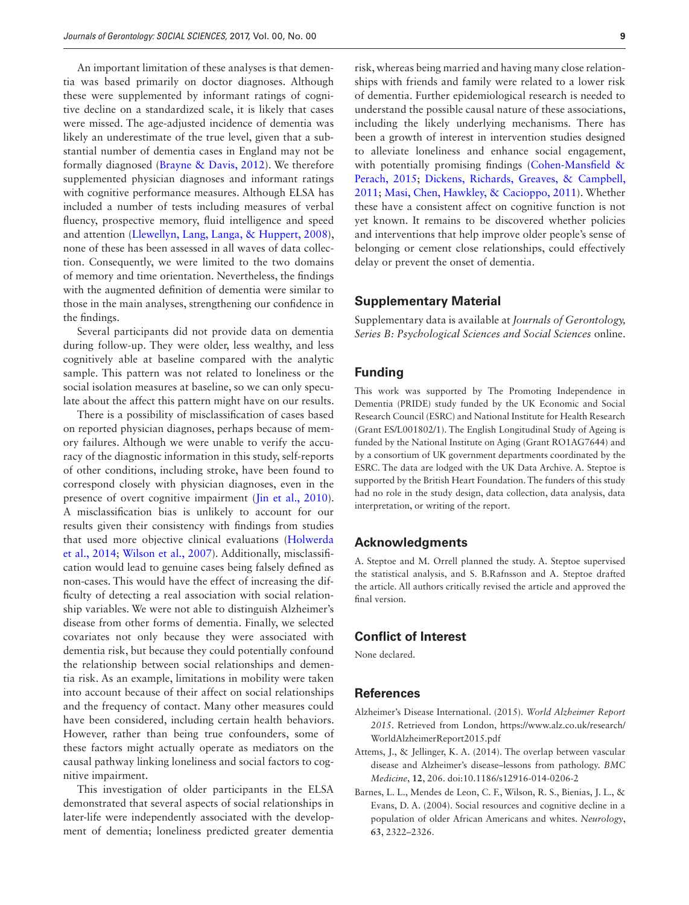An important limitation of these analyses is that dementia was based primarily on doctor diagnoses. Although these were supplemented by informant ratings of cognitive decline on a standardized scale, it is likely that cases were missed. The age-adjusted incidence of dementia was likely an underestimate of the true level, given that a substantial number of dementia cases in England may not be formally diagnosed (Brayne & Davis, 2012). We therefore supplemented physician diagnoses and informant ratings with cognitive performance measures. Although ELSA has included a number of tests including measures of verbal fluency, prospective memory, fluid intelligence and speed and attention (Llewellyn, Lang, Langa, & Huppert, 2008), none of these has been assessed in all waves of data collection. Consequently, we were limited to the two domains of memory and time orientation. Nevertheless, the findings with the augmented definition of dementia were similar to those in the main analyses, strengthening our confidence in the findings.

Several participants did not provide data on dementia during follow-up. They were older, less wealthy, and less cognitively able at baseline compared with the analytic sample. This pattern was not related to loneliness or the social isolation measures at baseline, so we can only speculate about the affect this pattern might have on our results.

There is a possibility of misclassification of cases based on reported physician diagnoses, perhaps because of memory failures. Although we were unable to verify the accuracy of the diagnostic information in this study, self-reports of other conditions, including stroke, have been found to correspond closely with physician diagnoses, even in the presence of overt cognitive impairment (Jin et al., 2010). A misclassification bias is unlikely to account for our results given their consistency with findings from studies that used more objective clinical evaluations (Holwerda et al., 2014; Wilson et al., 2007). Additionally, misclassification would lead to genuine cases being falsely defined as non-cases. This would have the effect of increasing the difficulty of detecting a real association with social relationship variables. We were not able to distinguish Alzheimer's disease from other forms of dementia. Finally, we selected covariates not only because they were associated with dementia risk, but because they could potentially confound the relationship between social relationships and dementia risk. As an example, limitations in mobility were taken into account because of their affect on social relationships and the frequency of contact. Many other measures could have been considered, including certain health behaviors. However, rather than being true confounders, some of these factors might actually operate as mediators on the causal pathway linking loneliness and social factors to cognitive impairment.

This investigation of older participants in the ELSA demonstrated that several aspects of social relationships in later-life were independently associated with the development of dementia; loneliness predicted greater dementia risk, whereas being married and having many close relationships with friends and family were related to a lower risk of dementia. Further epidemiological research is needed to understand the possible causal nature of these associations, including the likely underlying mechanisms. There has been a growth of interest in intervention studies designed to alleviate loneliness and enhance social engagement, with potentially promising findings (Cohen-Mansfield & Perach, 2015; Dickens, Richards, Greaves, & Campbell, 2011; Masi, Chen, Hawkley, & Cacioppo, 2011). Whether these have a consistent affect on cognitive function is not yet known. It remains to be discovered whether policies and interventions that help improve older people's sense of belonging or cement close relationships, could effectively delay or prevent the onset of dementia.

## Supplementary Material

Supplementary data is available at *Journals of Gerontology, Series B: Psychological Sciences and Social Sciences* online.

## Funding

This work was supported by The Promoting Independence in Dementia (PRIDE) study funded by the UK Economic and Social Research Council (ESRC) and National Institute for Health Research (Grant ES/L001802/1). The English Longitudinal Study of Ageing is funded by the National Institute on Aging (Grant RO1AG7644) and by a consortium of UK government departments coordinated by the ESRC. The data are lodged with the UK Data Archive. A. Steptoe is supported by the British Heart Foundation. The funders of this study had no role in the study design, data collection, data analysis, data interpretation, or writing of the report.

## Acknowledgments

A. Steptoe and M. Orrell planned the study. A. Steptoe supervised the statistical analysis, and S. B.Rafnsson and A. Steptoe drafted the article. All authors critically revised the article and approved the final version.

## Conflict of Interest

None declared.

## References

Alzheimer's Disease International. (2015). *World Alzheimer Report 2015*. Retrieved from London, https://www.alz.co.uk/research/WorldAlzheimerReport2015.pdf

Attems, J., & Jellinger, K. A. (2014). The overlap between vascular disease and Alzheimer's disease–lessons from pathology. *BMC Medicine*, **12**, 206. doi:10.1186/s12916-014-0206-2

Barnes, L. L., Mendes de Leon, C. F., Wilson, R. S., Bienias, J. L., & Evans, D. A. (2004). Social resources and cognitive decline in a population of older African Americans and whites. *Neurology*, **63**, 2322–2326.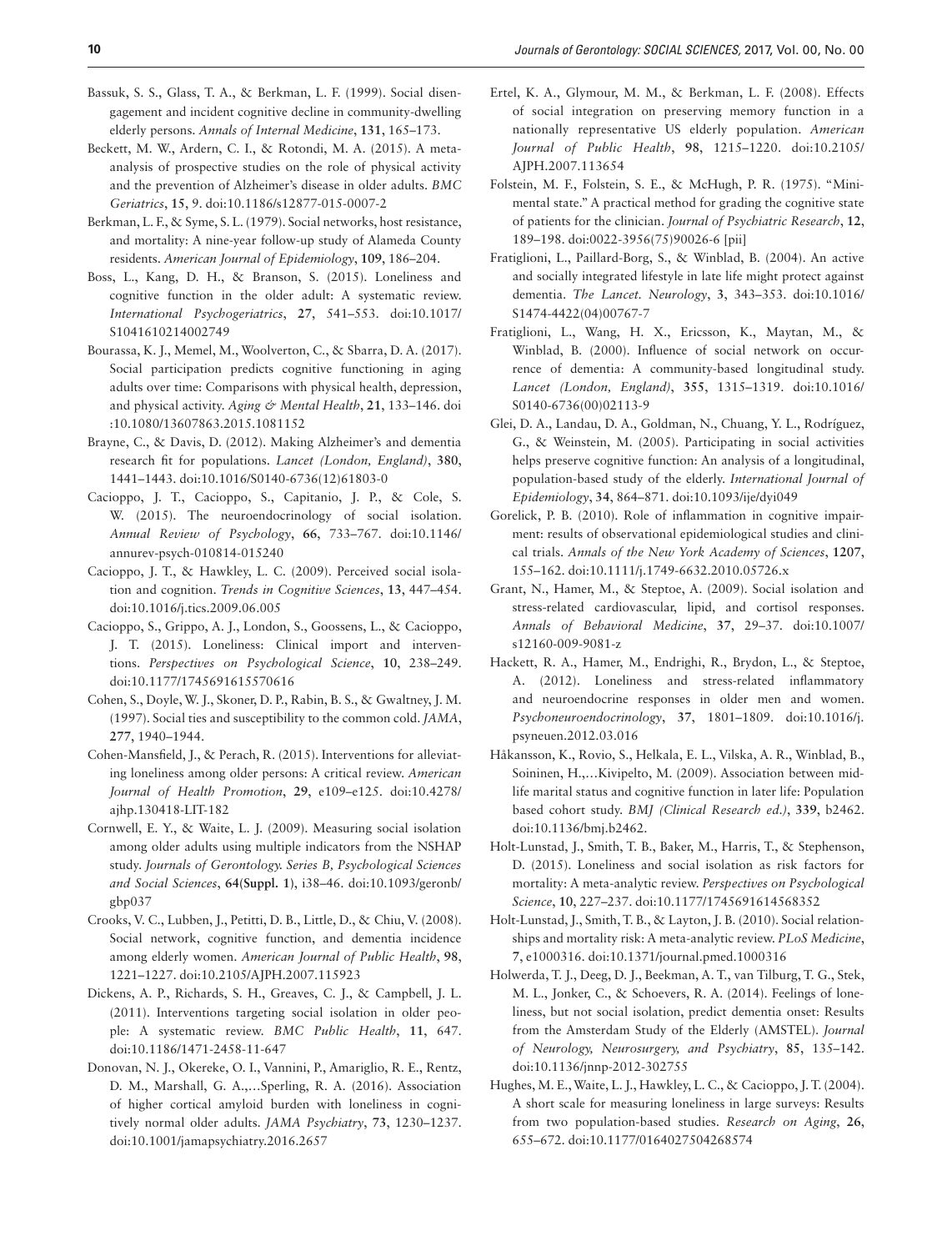Bassuk, S. S., Glass, T. A., & Berkman, L. F. (1999). Social disengagement and incident cognitive decline in community-dwelling elderly persons. *Annals of Internal Medicine*, **131**, 165–173.

Beckett, M. W., Ardern, C. I., & Rotondi, M. A. (2015). A meta-analysis of prospective studies on the role of physical activity and the prevention of Alzheimer's disease in older adults. *BMC Geriatrics*, **15**, 9. doi:10.1186/s12877-015-0007-2

Berkman, L. F., & Syme, S. L. (1979). Social networks, host resistance, and mortality: A nine-year follow-up study of Alameda County residents. *American Journal of Epidemiology*, **109**, 186–204.

Boss, L., Kang, D. H., & Branson, S. (2015). Loneliness and cognitive function in the older adult: A systematic review. *International Psychogeriatrics*, **27**, 541–553. doi:10.1017/S1041610214002749

Bourassa, K. J., Memel, M., Woolverton, C., & Sbarra, D. A. (2017). Social participation predicts cognitive functioning in aging adults over time: Comparisons with physical health, depression, and physical activity. *Aging & Mental Health*, **21**, 133–146. doi:10.1080/13607863.2015.1081152

Brayne, C., & Davis, D. (2012). Making Alzheimer's and dementia research fit for populations. *Lancet (London, England)*, **380**, 1441–1443. doi:10.1016/S0140-6736(12)61803-0

Cacioppo, J. T., Cacioppo, S., Capitanio, J. P., & Cole, S. W. (2015). The neuroendocrinology of social isolation. *Annual Review of Psychology*, **66**, 733–767. doi:10.1146/annurev-psych-010814-015240

Cacioppo, J. T., & Hawkley, L. C. (2009). Perceived social isolation and cognition. *Trends in Cognitive Sciences*, **13**, 447–454. doi:10.1016/j.tics.2009.06.005

Cacioppo, S., Grippo, A. J., London, S., Goossens, L., & Cacioppo, J. T. (2015). Loneliness: Clinical import and interventions. *Perspectives on Psychological Science*, **10**, 238–249. doi:10.1177/1745691615570616

Cohen, S., Doyle, W. J., Skoner, D. P., Rabin, B. S., & Gwaltney, J. M. (1997). Social ties and susceptibility to the common cold. *JAMA*, **277**, 1940–1944.

Cohen-Mansfield, J., & Perach, R. (2015). Interventions for alleviating loneliness among older persons: A critical review. *American Journal of Health Promotion*, **29**, e109–e125. doi:10.4278/ajhp.130418-LIT-182

Cornwell, E. Y., & Waite, L. J. (2009). Measuring social isolation among older adults using multiple indicators from the NSHAP study. *Journals of Gerontology. Series B, Psychological Sciences and Social Sciences*, **64(Suppl. 1)**, i38–46. doi:10.1093/geronb/gbp037

Crooks, V. C., Lubben, J., Petitti, D. B., Little, D., & Chiu, V. (2008). Social network, cognitive function, and dementia incidence among elderly women. *American Journal of Public Health*, **98**, 1221–1227. doi:10.2105/AJPH.2007.115923

Dickens, A. P., Richards, S. H., Greaves, C. J., & Campbell, J. L. (2011). Interventions targeting social isolation in older people: A systematic review. *BMC Public Health*, **11**, 647. doi:10.1186/1471-2458-11-647

Donovan, N. J., Okereke, O. I., Vannini, P., Amariglio, R. E., Rentz, D. M., Marshall, G. A.,…Sperling, R. A. (2016). Association of higher cortical amyloid burden with loneliness in cognitively normal older adults. *JAMA Psychiatry*, **73**, 1230–1237. doi:10.1001/jamapsychiatry.2016.2657

Ertel, K. A., Glymour, M. M., & Berkman, L. F. (2008). Effects of social integration on preserving memory function in a nationally representative US elderly population. *American Journal of Public Health*, **98**, 1215–1220. doi:10.2105/AJPH.2007.113654

Folstein, M. F., Folstein, S. E., & McHugh, P. R. (1975). "Mini-mental state." A practical method for grading the cognitive state of patients for the clinician. *Journal of Psychiatric Research*, **12**, 189–198. doi:0022-3956(75)90026-6 [pii]

Fratiglioni, L., Paillard-Borg, S., & Winblad, B. (2004). An active and socially integrated lifestyle in late life might protect against dementia. *The Lancet. Neurology*, **3**, 343–353. doi:10.1016/S1474-4422(04)00767-7

Fratiglioni, L., Wang, H. X., Ericsson, K., Maytan, M., & Winblad, B. (2000). Influence of social network on occurrence of dementia: A community-based longitudinal study. *Lancet (London, England)*, **355**, 1315–1319. doi:10.1016/S0140-6736(00)02113-9

Glei, D. A., Landau, D. A., Goldman, N., Chuang, Y. L., Rodríguez, G., & Weinstein, M. (2005). Participating in social activities helps preserve cognitive function: An analysis of a longitudinal, population-based study of the elderly. *International Journal of Epidemiology*, **34**, 864–871. doi:10.1093/ije/dyi049

Gorelick, P. B. (2010). Role of inflammation in cognitive impairment: results of observational epidemiological studies and clinical trials. *Annals of the New York Academy of Sciences*, **1207**, 155–162. doi:10.1111/j.1749-6632.2010.05726.x

Grant, N., Hamer, M., & Steptoe, A. (2009). Social isolation and stress-related cardiovascular, lipid, and cortisol responses. *Annals of Behavioral Medicine*, **37**, 29–37. doi:10.1007/s12160-009-9081-z

Hackett, R. A., Hamer, M., Endrighi, R., Brydon, L., & Steptoe, A. (2012). Loneliness and stress-related inflammatory and neuroendocrine responses in older men and women. *Psychoneuroendocrinology*, **37**, 1801–1809. doi:10.1016/j.psyneuen.2012.03.016

Håkansson, K., Rovio, S., Helkala, E. L., Vilska, A. R., Winblad, B., Soininen, H.,…Kivipelto, M. (2009). Association between mid-life marital status and cognitive function in later life: Population based cohort study. *BMJ (Clinical Research ed.)*, **339**, b2462. doi:10.1136/bmj.b2462.

Holt-Lunstad, J., Smith, T. B., Baker, M., Harris, T., & Stephenson, D. (2015). Loneliness and social isolation as risk factors for mortality: A meta-analytic review. *Perspectives on Psychological Science*, **10**, 227–237. doi:10.1177/1745691614568352

Holt-Lunstad, J., Smith, T. B., & Layton, J. B. (2010). Social relationships and mortality risk: A meta-analytic review. *PLoS Medicine*, **7**, e1000316. doi:10.1371/journal.pmed.1000316

Holwerda, T. J., Deeg, D. J., Beekman, A. T., van Tilburg, T. G., Stek, M. L., Jonker, C., & Schoevers, R. A. (2014). Feelings of loneliness, but not social isolation, predict dementia onset: Results from the Amsterdam Study of the Elderly (AMSTEL). *Journal of Neurology, Neurosurgery, and Psychiatry*, **85**, 135–142. doi:10.1136/jnnp-2012-302755

Hughes, M. E., Waite, L. J., Hawkley, L. C., & Cacioppo, J. T. (2004). A short scale for measuring loneliness in large surveys: Results from two population-based studies. *Research on Aging*, **26**, 655–672. doi:10.1177/0164027504268574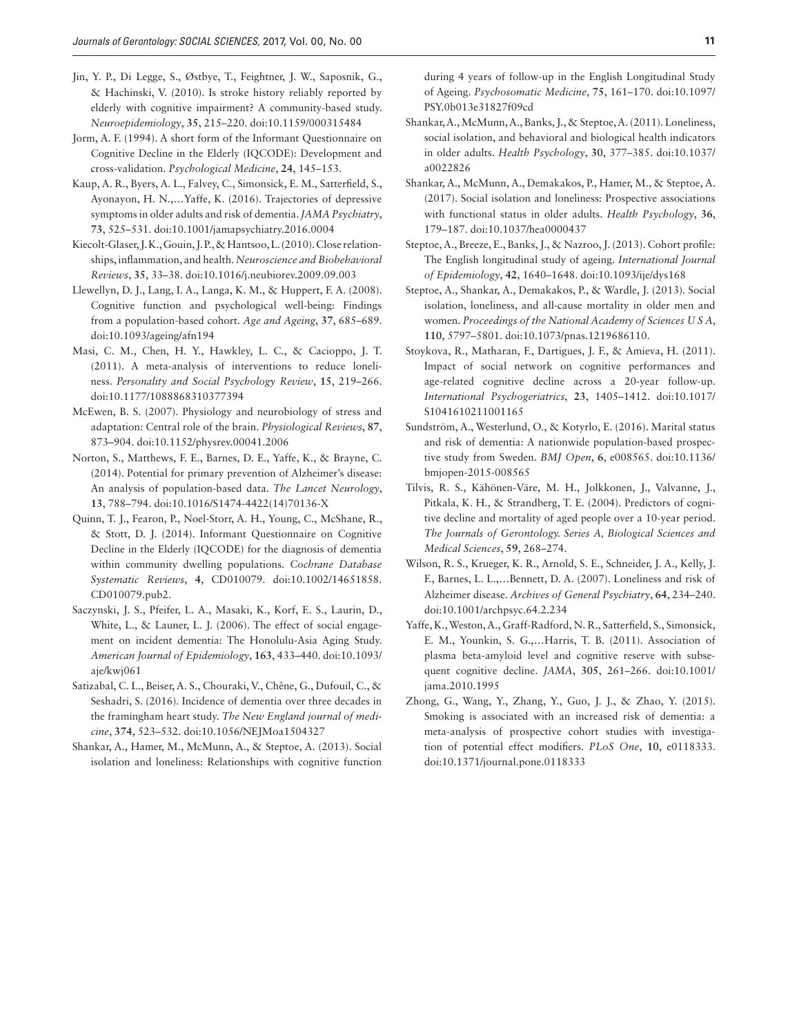Jin, Y. P., Di Legge, S., Østbye, T., Feightner, J. W., Saposnik, G., & Hachinski, V. (2010). Is stroke history reliably reported by elderly with cognitive impairment? A community-based study. *Neuroepidemiology*, **35**, 215–220. doi:10.1159/000315484

Jorm, A. F. (1994). A short form of the Informant Questionnaire on Cognitive Decline in the Elderly (IQCODE): Development and cross-validation. *Psychological Medicine*, **24**, 145–153.

Kaup, A. R., Byers, A. L., Falvey, C., Simonsick, E. M., Satterfield, S., Ayonayon, H. N.,…Yaffe, K. (2016). Trajectories of depressive symptoms in older adults and risk of dementia. *JAMA Psychiatry*, **73**, 525–531. doi:10.1001/jamapsychiatry.2016.0004

Kiecolt-Glaser, J. K., Gouin, J. P., & Hantsoo, L. (2010). Close relationships, inflammation, and health. *Neuroscience and Biobehavioral Reviews*, **35**, 33–38. doi:10.1016/j.neubiorev.2009.09.003

Llewellyn, D. J., Lang, I. A., Langa, K. M., & Huppert, F. A. (2008). Cognitive function and psychological well-being: Findings from a population-based cohort. *Age and Ageing*, **37**, 685–689. doi:10.1093/ageing/afn194

Masi, C. M., Chen, H. Y., Hawkley, L. C., & Cacioppo, J. T. (2011). A meta-analysis of interventions to reduce loneliness. *Personality and Social Psychology Review*, **15**, 219–266. doi:10.1177/1088868310377394

McEwen, B. S. (2007). Physiology and neurobiology of stress and adaptation: Central role of the brain. *Physiological Reviews*, **87**, 873–904. doi:10.1152/physrev.00041.2006

Norton, S., Matthews, F. E., Barnes, D. E., Yaffe, K., & Brayne, C. (2014). Potential for primary prevention of Alzheimer's disease: An analysis of population-based data. *The Lancet Neurology*, **13**, 788–794. doi:10.1016/S1474-4422(14)70136-X

Quinn, T. J., Fearon, P., Noel-Storr, A. H., Young, C., McShane, R., & Stott, D. J. (2014). Informant Questionnaire on Cognitive Decline in the Elderly (IQCODE) for the diagnosis of dementia within community dwelling populations. *Cochrane Database Systematic Reviews*, **4**, CD010079. doi:10.1002/14651858.CD010079.pub2.

Saczynski, J. S., Pfeifer, L. A., Masaki, K., Korf, E. S., Laurin, D., White, L., & Launer, L. J. (2006). The effect of social engagement on incident dementia: The Honolulu-Asia Aging Study. *American Journal of Epidemiology*, **163**, 433–440. doi:10.1093/aje/kwj061

Satizabal, C. L., Beiser, A. S., Chouraki, V., Chêne, G., Dufouil, C., & Seshadri, S. (2016). Incidence of dementia over three decades in the framingham heart study. *The New England journal of medicine*, **374**, 523–532. doi:10.1056/NEJMoa1504327

Shankar, A., Hamer, M., McMunn, A., & Steptoe, A. (2013). Social isolation and loneliness: Relationships with cognitive function during 4 years of follow-up in the English Longitudinal Study of Ageing. *Psychosomatic Medicine*, **75**, 161–170. doi:10.1097/PSY.0b013e31827f09cd

Shankar, A., McMunn, A., Banks, J., & Steptoe, A. (2011). Loneliness, social isolation, and behavioral and biological health indicators in older adults. *Health Psychology*, **30**, 377–385. doi:10.1037/a0022826

Shankar, A., McMunn, A., Demakakos, P., Hamer, M., & Steptoe, A. (2017). Social isolation and loneliness: Prospective associations with functional status in older adults. *Health Psychology*, **36**, 179–187. doi:10.1037/hea0000437

Steptoe, A., Breeze, E., Banks, J., & Nazroo, J. (2013). Cohort profile: The English longitudinal study of ageing. *International Journal of Epidemiology*, **42**, 1640–1648. doi:10.1093/ije/dys168

Steptoe, A., Shankar, A., Demakakos, P., & Wardle, J. (2013). Social isolation, loneliness, and all-cause mortality in older men and women. *Proceedings of the National Academy of Sciences U S A*, **110**, 5797–5801. doi:10.1073/pnas.1219686110.

Stoykova, R., Matharan, F., Dartigues, J. F., & Amieva, H. (2011). Impact of social network on cognitive performances and age-related cognitive decline across a 20-year follow-up. *International Psychogeriatrics*, **23**, 1405–1412. doi:10.1017/S1041610211001165

Sundström, A., Westerlund, O., & Kotyrlo, E. (2016). Marital status and risk of dementia: A nationwide population-based prospective study from Sweden. *BMJ Open*, **6**, e008565. doi:10.1136/bmjopen-2015-008565

Tilvis, R. S., Kähönen-Väre, M. H., Jolkkonen, J., Valvanne, J., Pitkala, K. H., & Strandberg, T. E. (2004). Predictors of cognitive decline and mortality of aged people over a 10-year period. *The Journals of Gerontology. Series A, Biological Sciences and Medical Sciences*, **59**, 268–274.

Wilson, R. S., Krueger, K. R., Arnold, S. E., Schneider, J. A., Kelly, J. F., Barnes, L. L.,…Bennett, D. A. (2007). Loneliness and risk of Alzheimer disease. *Archives of General Psychiatry*, **64**, 234–240. doi:10.1001/archpsyc.64.2.234

Yaffe, K., Weston, A., Graff-Radford, N. R., Satterfield, S., Simonsick, E. M., Younkin, S. G.,…Harris, T. B. (2011). Association of plasma beta-amyloid level and cognitive reserve with subsequent cognitive decline. *JAMA*, **305**, 261–266. doi:10.1001/jama.2010.1995

Zhong, G., Wang, Y., Zhang, Y., Guo, J. J., & Zhao, Y. (2015). Smoking is associated with an increased risk of dementia: a meta-analysis of prospective cohort studies with investigation of potential effect modifiers. *PLoS One*, **10**, e0118333. doi:10.1371/journal.pone.0118333